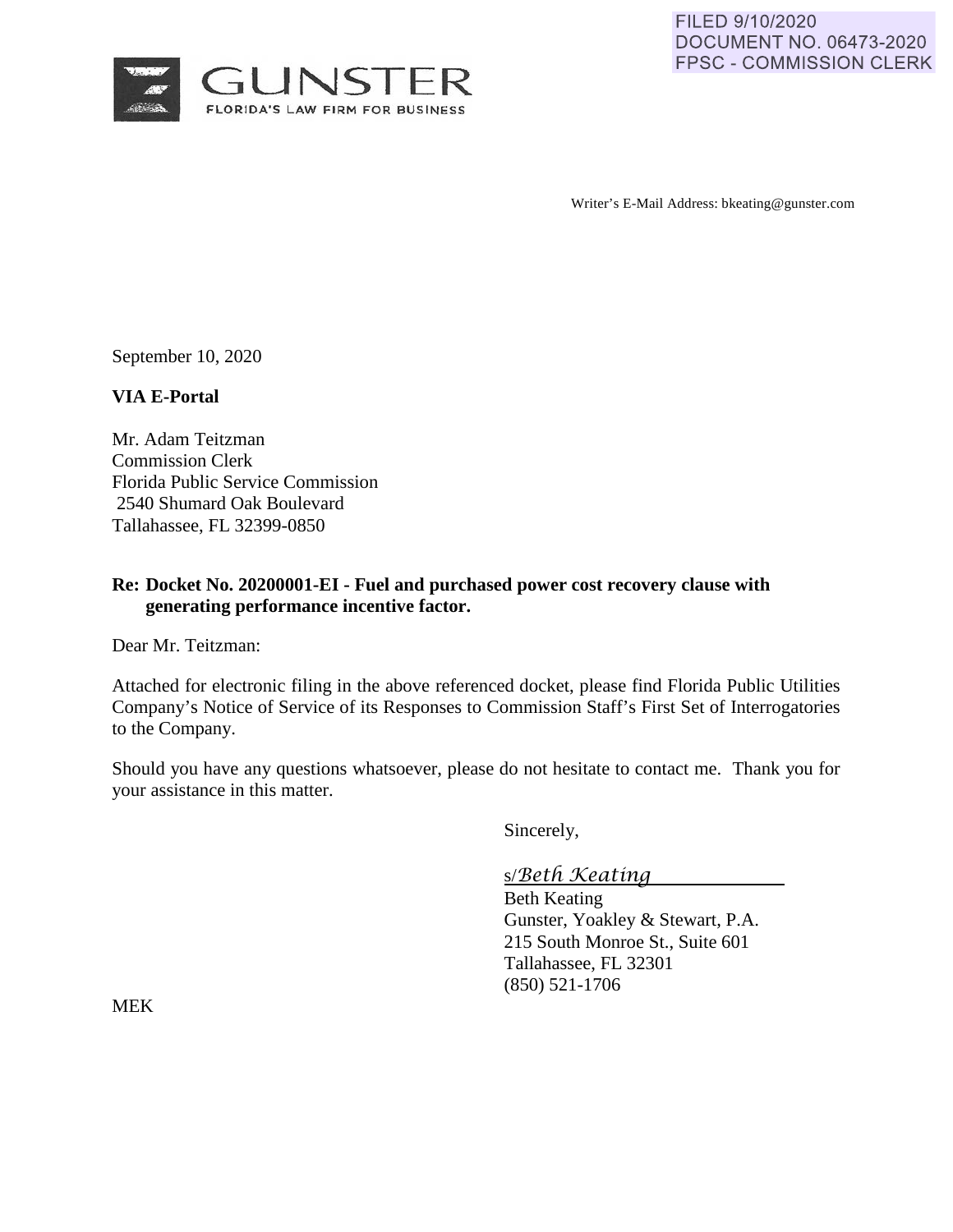FILED 9/10/2020
DOCUMENT NO. 06473-2020
FPSC - COMMISSION CLERK

GUNSTER
FLORIDA'S LAW FIRM FOR BUSINESS

Writer's E-Mail Address: bkeating@gunster.com

September 10, 2020

**VIA E-Portal**

Mr. Adam Teitzman
Commission Clerk
Florida Public Service Commission
2540 Shumard Oak Boulevard
Tallahassee, FL 32399-0850

**Re: Docket No. 20200001-EI - Fuel and purchased power cost recovery clause with generating performance incentive factor.**

Dear Mr. Teitzman:

Attached for electronic filing in the above referenced docket, please find Florida Public Utilities Company's Notice of Service of its Responses to Commission Staff's First Set of Interrogatories to the Company.

Should you have any questions whatsoever, please do not hesitate to contact me. Thank you for your assistance in this matter.

Sincerely,

s/*Beth Keating*
Beth Keating
Gunster, Yoakley & Stewart, P.A.
215 South Monroe St., Suite 601
Tallahassee, FL 32301
(850) 521-1706

MEK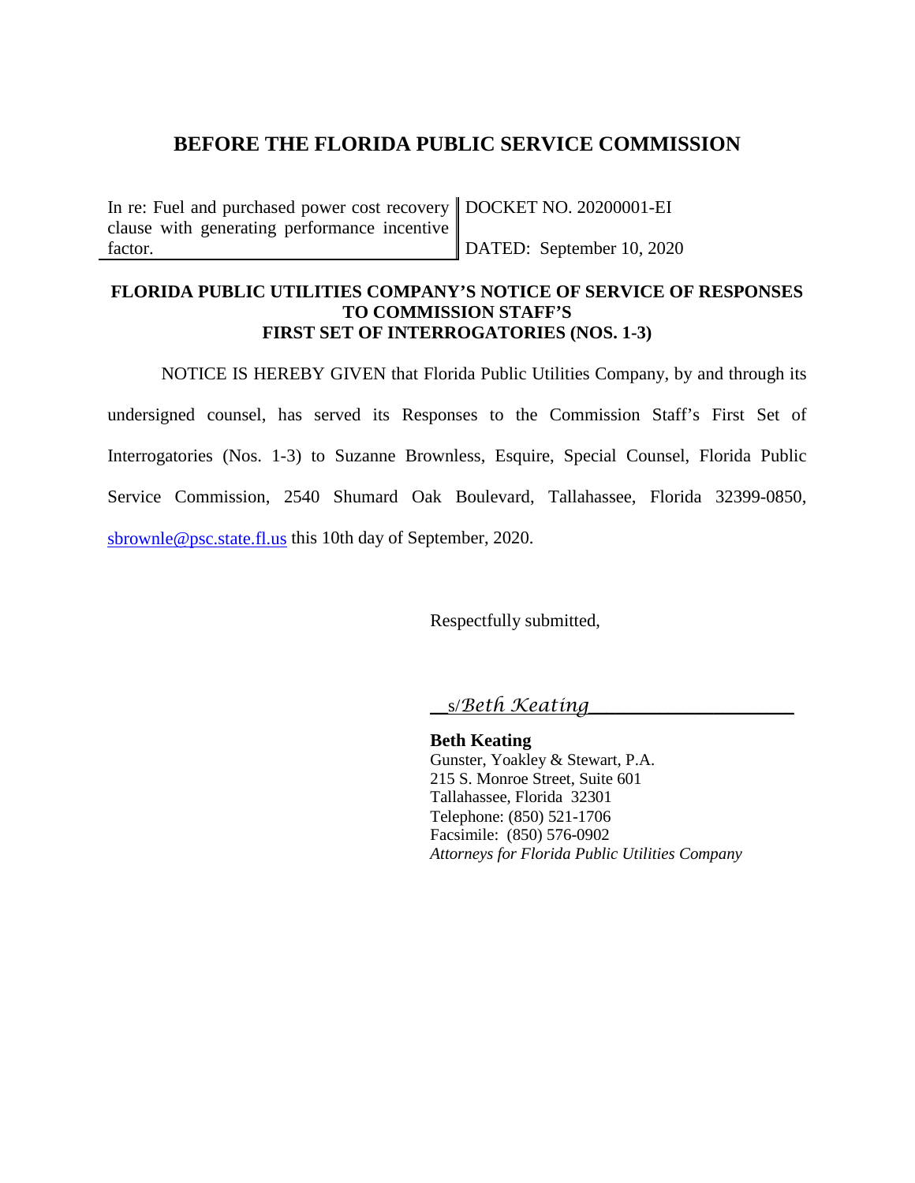## BEFORE THE FLORIDA PUBLIC SERVICE COMMISSION

| In re: Fuel and purchased power cost recovery clause with generating performance incentive factor. | DOCKET NO. 20200001-EI<br><br>DATED: September 10, 2020 |
|---|---|

**FLORIDA PUBLIC UTILITIES COMPANY'S NOTICE OF SERVICE OF RESPONSES TO COMMISSION STAFF'S FIRST SET OF INTERROGATORIES (NOS. 1-3)**

NOTICE IS HEREBY GIVEN that Florida Public Utilities Company, by and through its undersigned counsel, has served its Responses to the Commission Staff's First Set of Interrogatories (Nos. 1-3) to Suzanne Brownless, Esquire, Special Counsel, Florida Public Service Commission, 2540 Shumard Oak Boulevard, Tallahassee, Florida 32399-0850, sbrownle@psc.state.fl.us this 10th day of September, 2020.

Respectfully submitted,

s/*Beth Keating*

**Beth Keating**
Gunster, Yoakley & Stewart, P.A.
215 S. Monroe Street, Suite 601
Tallahassee, Florida 32301
Telephone: (850) 521-1706
Facsimile: (850) 576-0902
*Attorneys for Florida Public Utilities Company*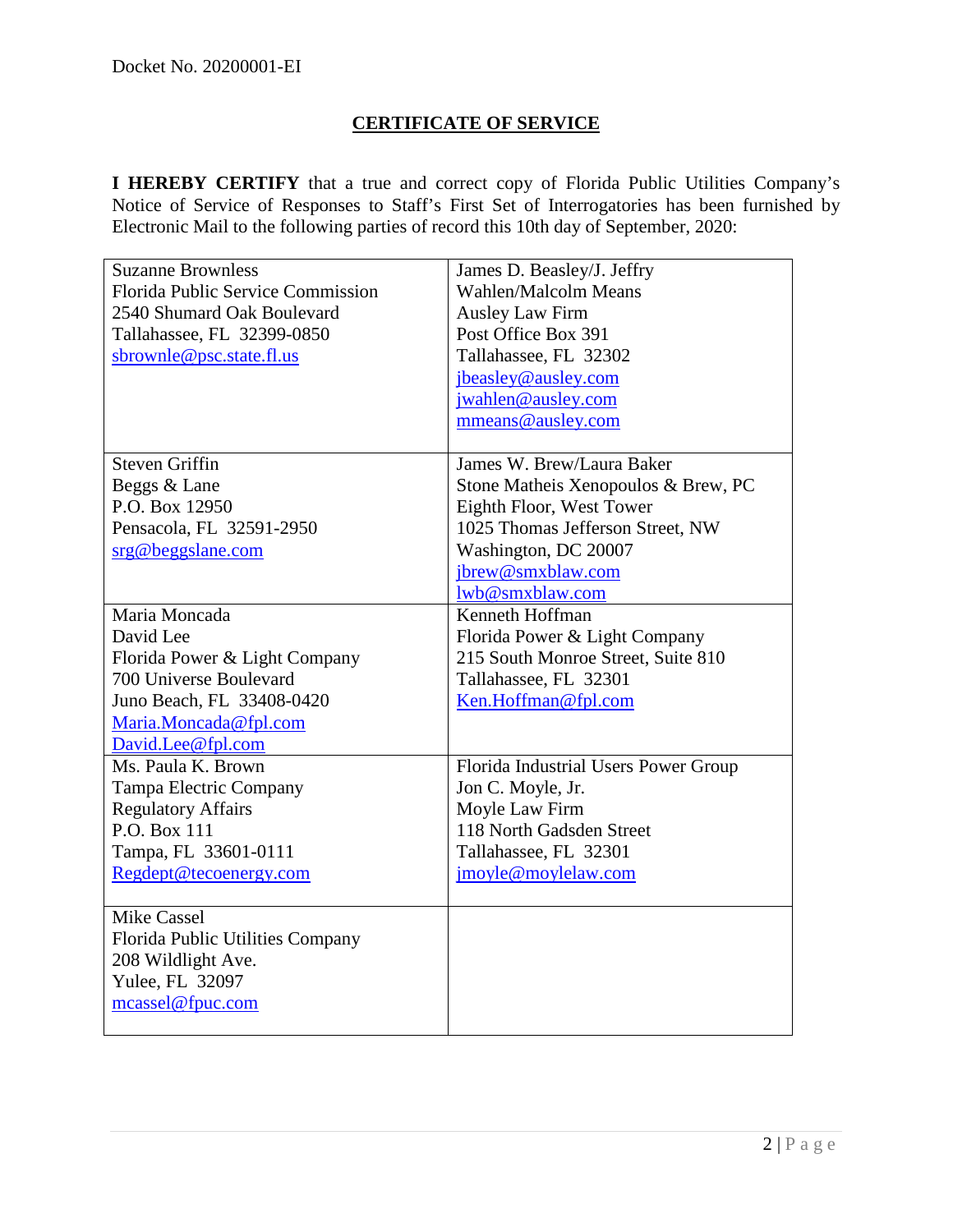Docket No. 20200001-EI

## CERTIFICATE OF SERVICE

**I HEREBY CERTIFY** that a true and correct copy of Florida Public Utilities Company's Notice of Service of Responses to Staff's First Set of Interrogatories has been furnished by Electronic Mail to the following parties of record this 10th day of September, 2020:

| | |
|---|---|
| Suzanne Brownless<br>Florida Public Service Commission<br>2540 Shumard Oak Boulevard<br>Tallahassee, FL 32399-0850<br>sbrownle@psc.state.fl.us | James D. Beasley/J. Jeffry Wahlen/Malcolm Means<br>Ausley Law Firm<br>Post Office Box 391<br>Tallahassee, FL 32302<br>jbeasley@ausley.com<br>jwahlen@ausley.com<br>mmeans@ausley.com |
| Steven Griffin<br>Beggs & Lane<br>P.O. Box 12950<br>Pensacola, FL 32591-2950<br>srg@beggslane.com | James W. Brew/Laura Baker<br>Stone Matheis Xenopoulos & Brew, PC<br>Eighth Floor, West Tower<br>1025 Thomas Jefferson Street, NW<br>Washington, DC 20007<br>jbrew@smxblaw.com<br>lwb@smxblaw.com |
| Maria Moncada<br>David Lee<br>Florida Power & Light Company<br>700 Universe Boulevard<br>Juno Beach, FL 33408-0420<br>Maria.Moncada@fpl.com<br>David.Lee@fpl.com | Kenneth Hoffman<br>Florida Power & Light Company<br>215 South Monroe Street, Suite 810<br>Tallahassee, FL 32301<br>Ken.Hoffman@fpl.com |
| Ms. Paula K. Brown<br>Tampa Electric Company<br>Regulatory Affairs<br>P.O. Box 111<br>Tampa, FL 33601-0111<br>Regdept@tecoenergy.com | Florida Industrial Users Power Group<br>Jon C. Moyle, Jr.<br>Moyle Law Firm<br>118 North Gadsden Street<br>Tallahassee, FL 32301<br>jmoyle@moylelaw.com |
| Mike Cassel<br>Florida Public Utilities Company<br>208 Wildlight Ave.<br>Yulee, FL 32097<br>mcassel@fpuc.com | |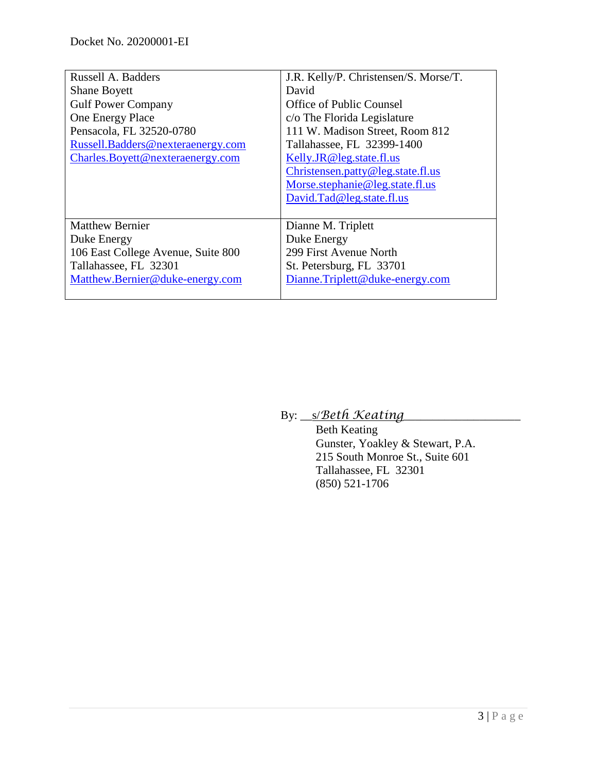Docket No. 20200001-EI

| | |
|---|---|
| Russell A. Badders<br>Shane Boyett<br>Gulf Power Company<br>One Energy Place<br>Pensacola, FL 32520-0780<br>Russell.Badders@nexteraenergy.com<br>Charles.Boyett@nexteraenergy.com | J.R. Kelly/P. Christensen/S. Morse/T. David<br>Office of Public Counsel<br>c/o The Florida Legislature<br>111 W. Madison Street, Room 812<br>Tallahassee, FL 32399-1400<br>Kelly.JR@leg.state.fl.us<br>Christensen.patty@leg.state.fl.us<br>Morse.stephanie@leg.state.fl.us<br>David.Tad@leg.state.fl.us |
| Matthew Bernier<br>Duke Energy<br>106 East College Avenue, Suite 800<br>Tallahassee, FL 32301<br>Matthew.Bernier@duke-energy.com | Dianne M. Triplett<br>Duke Energy<br>299 First Avenue North<br>St. Petersburg, FL 33701<br>Dianne.Triplett@duke-energy.com |

By: __s/*Beth Keating*__________________

Beth Keating
Gunster, Yoakley & Stewart, P.A.
215 South Monroe St., Suite 601
Tallahassee, FL 32301
(850) 521-1706